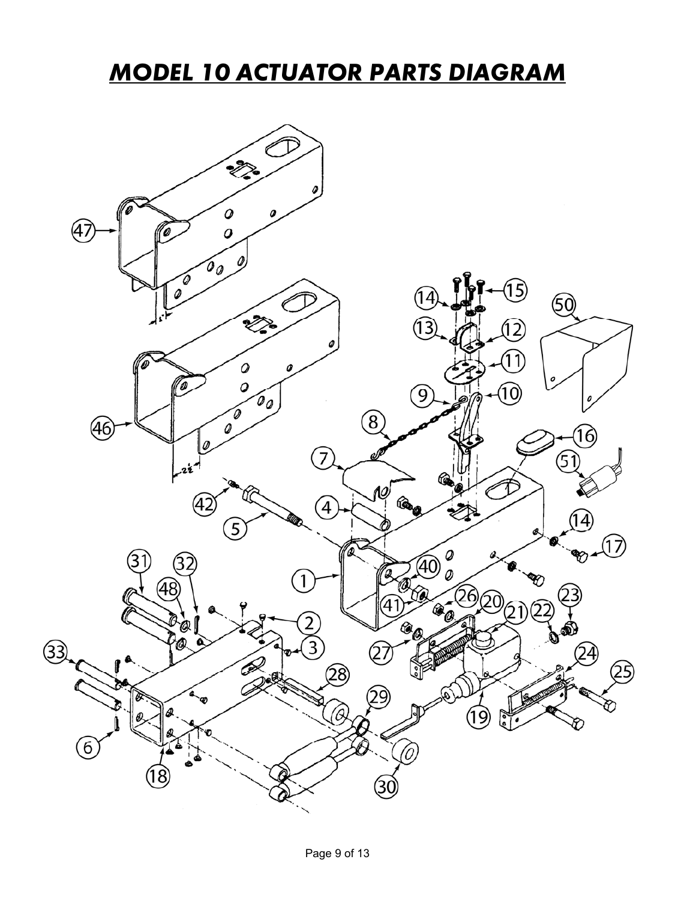# *MODEL 10 ACTUATOR PARTS DIAGRAM*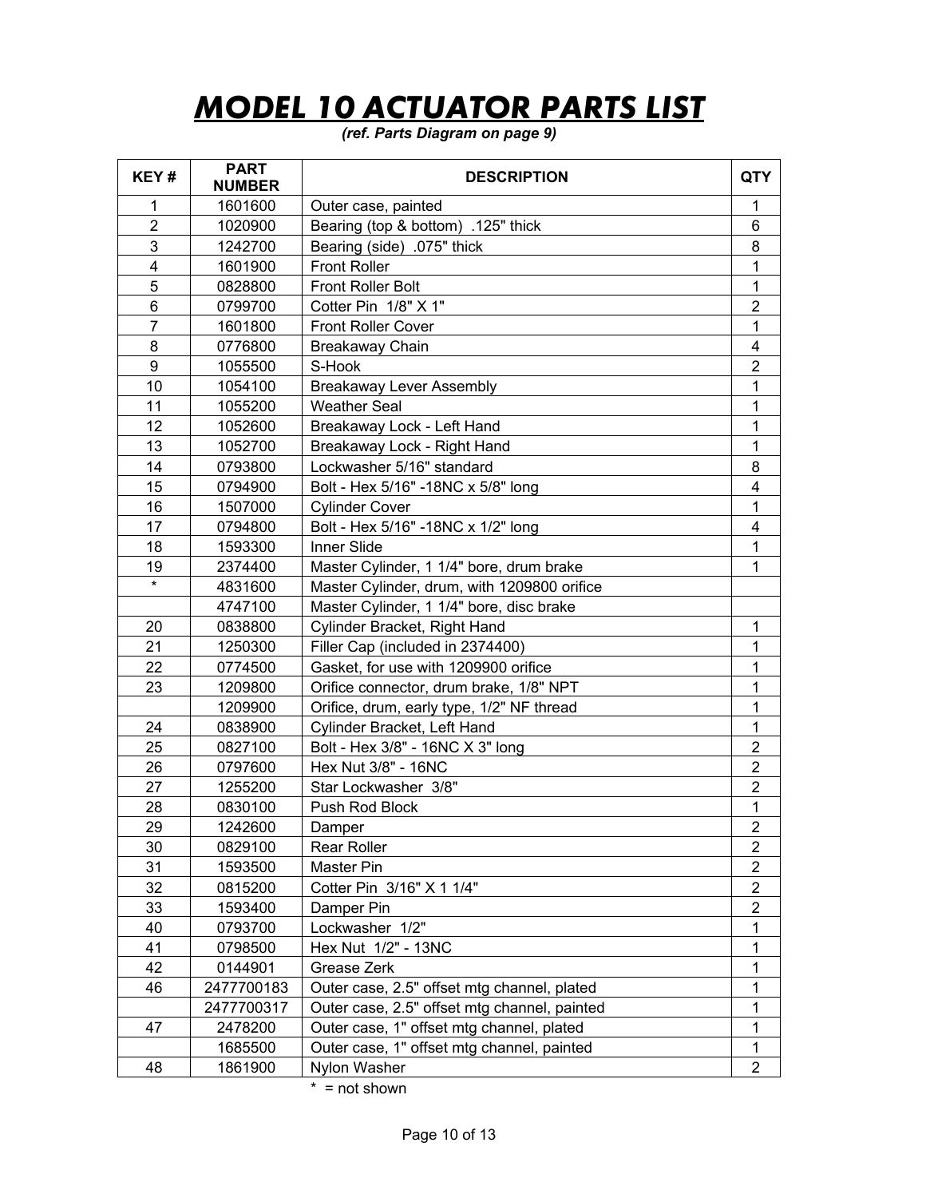# ***MODEL 10 ACTUATOR PARTS LIST***

*(ref. Parts Diagram on page 9)*

| KEY # | PART NUMBER | DESCRIPTION | QTY |
|---|---|---|---|
| 1 | 1601600 | Outer case, painted | 1 |
| 2 | 1020900 | Bearing (top & bottom) .125" thick | 6 |
| 3 | 1242700 | Bearing (side) .075" thick | 8 |
| 4 | 1601900 | Front Roller | 1 |
| 5 | 0828800 | Front Roller Bolt | 1 |
| 6 | 0799700 | Cotter Pin 1/8" X 1" | 2 |
| 7 | 1601800 | Front Roller Cover | 1 |
| 8 | 0776800 | Breakaway Chain | 4 |
| 9 | 1055500 | S-Hook | 2 |
| 10 | 1054100 | Breakaway Lever Assembly | 1 |
| 11 | 1055200 | Weather Seal | 1 |
| 12 | 1052600 | Breakaway Lock - Left Hand | 1 |
| 13 | 1052700 | Breakaway Lock - Right Hand | 1 |
| 14 | 0793800 | Lockwasher 5/16" standard | 8 |
| 15 | 0794900 | Bolt - Hex 5/16" -18NC x 5/8" long | 4 |
| 16 | 1507000 | Cylinder Cover | 1 |
| 17 | 0794800 | Bolt - Hex 5/16" -18NC x 1/2" long | 4 |
| 18 | 1593300 | Inner Slide | 1 |
| 19 | 2374400 | Master Cylinder, 1 1/4" bore, drum brake | 1 |
| * | 4831600 | Master Cylinder, drum, with 1209800 orifice | |
| | 4747100 | Master Cylinder, 1 1/4" bore, disc brake | |
| 20 | 0838800 | Cylinder Bracket, Right Hand | 1 |
| 21 | 1250300 | Filler Cap (included in 2374400) | 1 |
| 22 | 0774500 | Gasket, for use with 1209900 orifice | 1 |
| 23 | 1209800 | Orifice connector, drum brake, 1/8" NPT | 1 |
| | 1209900 | Orifice, drum, early type, 1/2" NF thread | 1 |
| 24 | 0838900 | Cylinder Bracket, Left Hand | 1 |
| 25 | 0827100 | Bolt - Hex 3/8" - 16NC X 3" long | 2 |
| 26 | 0797600 | Hex Nut 3/8" - 16NC | 2 |
| 27 | 1255200 | Star Lockwasher 3/8" | 2 |
| 28 | 0830100 | Push Rod Block | 1 |
| 29 | 1242600 | Damper | 2 |
| 30 | 0829100 | Rear Roller | 2 |
| 31 | 1593500 | Master Pin | 2 |
| 32 | 0815200 | Cotter Pin 3/16" X 1 1/4" | 2 |
| 33 | 1593400 | Damper Pin | 2 |
| 40 | 0793700 | Lockwasher 1/2" | 1 |
| 41 | 0798500 | Hex Nut 1/2" - 13NC | 1 |
| 42 | 0144901 | Grease Zerk | 1 |
| 46 | 2477700183 | Outer case, 2.5" offset mtg channel, plated | 1 |
| | 2477700317 | Outer case, 2.5" offset mtg channel, painted | 1 |
| 47 | 2478200 | Outer case, 1" offset mtg channel, plated | 1 |
| | 1685500 | Outer case, 1" offset mtg channel, painted | 1 |
| 48 | 1861900 | Nylon Washer | 2 |

* = not shown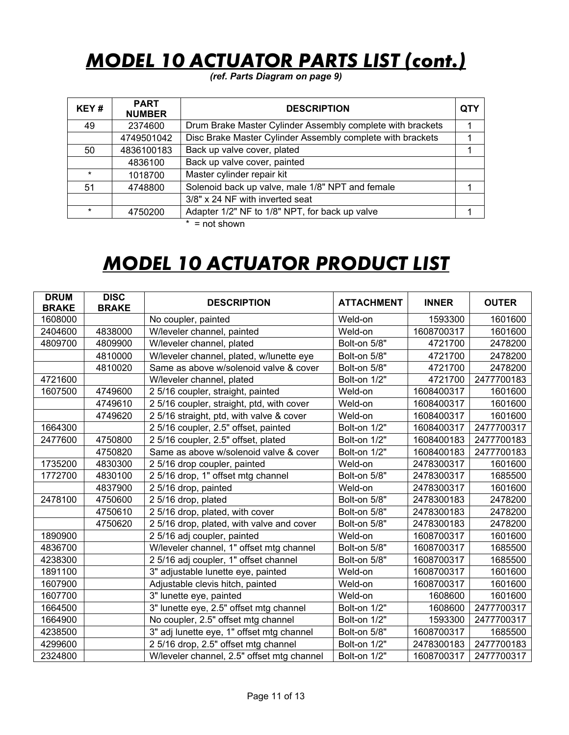# MODEL 10 ACTUATOR PARTS LIST (cont.)

*(ref. Parts Diagram on page 9)*

| KEY # | PART NUMBER | DESCRIPTION | QTY |
|---|---|---|---|
| 49 | 2374600 | Drum Brake Master Cylinder Assembly complete with brackets | 1 |
| | 4749501042 | Disc Brake Master Cylinder Assembly complete with brackets | 1 |
| 50 | 4836100183 | Back up valve cover, plated | 1 |
| | 4836100 | Back up valve cover, painted | |
| * | 1018700 | Master cylinder repair kit | |
| 51 | 4748800 | Solenoid back up valve, male 1/8" NPT and female | 1 |
| | | 3/8" x 24 NF with inverted seat | |
| * | 4750200 | Adapter 1/2" NF to 1/8" NPT, for back up valve | 1 |

\* = not shown

# MODEL 10 ACTUATOR PRODUCT LIST

| DRUM BRAKE | DISC BRAKE | DESCRIPTION | ATTACHMENT | INNER | OUTER |
|---|---|---|---|---|---|
| 1608000 | | No coupler, painted | Weld-on | 1593300 | 1601600 |
| 2404600 | 4838000 | W/leveler channel, painted | Weld-on | 1608700317 | 1601600 |
| 4809700 | 4809900 | W/leveler channel, plated | Bolt-on 5/8" | 4721700 | 2478200 |
| | 4810000 | W/leveler channel, plated, w/lunette eye | Bolt-on 5/8" | 4721700 | 2478200 |
| | 4810020 | Same as above w/solenoid valve & cover | Bolt-on 5/8" | 4721700 | 2478200 |
| 4721600 | | W/leveler channel, plated | Bolt-on 1/2" | 4721700 | 2477700183 |
| 1607500 | 4749600 | 2 5/16 coupler, straight, painted | Weld-on | 1608400317 | 1601600 |
| | 4749610 | 2 5/16 coupler, straight, ptd, with cover | Weld-on | 1608400317 | 1601600 |
| | 4749620 | 2 5/16 straight, ptd, with valve & cover | Weld-on | 1608400317 | 1601600 |
| 1664300 | | 2 5/16 coupler, 2.5" offset, painted | Bolt-on 1/2" | 1608400317 | 2477700317 |
| 2477600 | 4750800 | 2 5/16 coupler, 2.5" offset, plated | Bolt-on 1/2" | 1608400183 | 2477700183 |
| | 4750820 | Same as above w/solenoid valve & cover | Bolt-on 1/2" | 1608400183 | 2477700183 |
| 1735200 | 4830300 | 2 5/16 drop coupler, painted | Weld-on | 2478300317 | 1601600 |
| 1772700 | 4830100 | 2 5/16 drop, 1" offset mtg channel | Bolt-on 5/8" | 2478300317 | 1685500 |
| | 4837900 | 2 5/16 drop, painted | Weld-on | 2478300317 | 1601600 |
| 2478100 | 4750600 | 2 5/16 drop, plated | Bolt-on 5/8" | 2478300183 | 2478200 |
| | 4750610 | 2 5/16 drop, plated, with cover | Bolt-on 5/8" | 2478300183 | 2478200 |
| | 4750620 | 2 5/16 drop, plated, with valve and cover | Bolt-on 5/8" | 2478300183 | 2478200 |
| 1890900 | | 2 5/16 adj coupler, painted | Weld-on | 1608700317 | 1601600 |
| 4836700 | | W/leveler channel, 1" offset mtg channel | Bolt-on 5/8" | 1608700317 | 1685500 |
| 4238300 | | 2 5/16 adj coupler, 1" offset channel | Bolt-on 5/8" | 1608700317 | 1685500 |
| 1891100 | | 3" adjustable lunette eye, painted | Weld-on | 1608700317 | 1601600 |
| 1607900 | | Adjustable clevis hitch, painted | Weld-on | 1608700317 | 1601600 |
| 1607700 | | 3" lunette eye, painted | Weld-on | 1608600 | 1601600 |
| 1664500 | | 3" lunette eye, 2.5" offset mtg channel | Bolt-on 1/2" | 1608600 | 2477700317 |
| 1664900 | | No coupler, 2.5" offset mtg channel | Bolt-on 1/2" | 1593300 | 2477700317 |
| 4238500 | | 3" adj lunette eye, 1" offset mtg channel | Bolt-on 5/8" | 1608700317 | 1685500 |
| 4299600 | | 2 5/16 drop, 2.5" offset mtg channel | Bolt-on 1/2" | 2478300183 | 2477700183 |
| 2324800 | | W/leveler channel, 2.5" offset mtg channel | Bolt-on 1/2" | 1608700317 | 2477700317 |